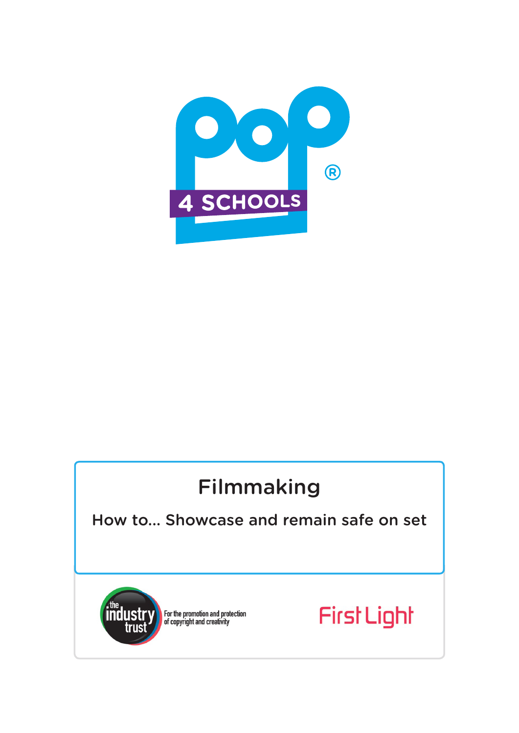# Filmmaking

## How to... Showcase and remain safe on set

the industry trust — For the promotion and protection of copyright and creativity

First Light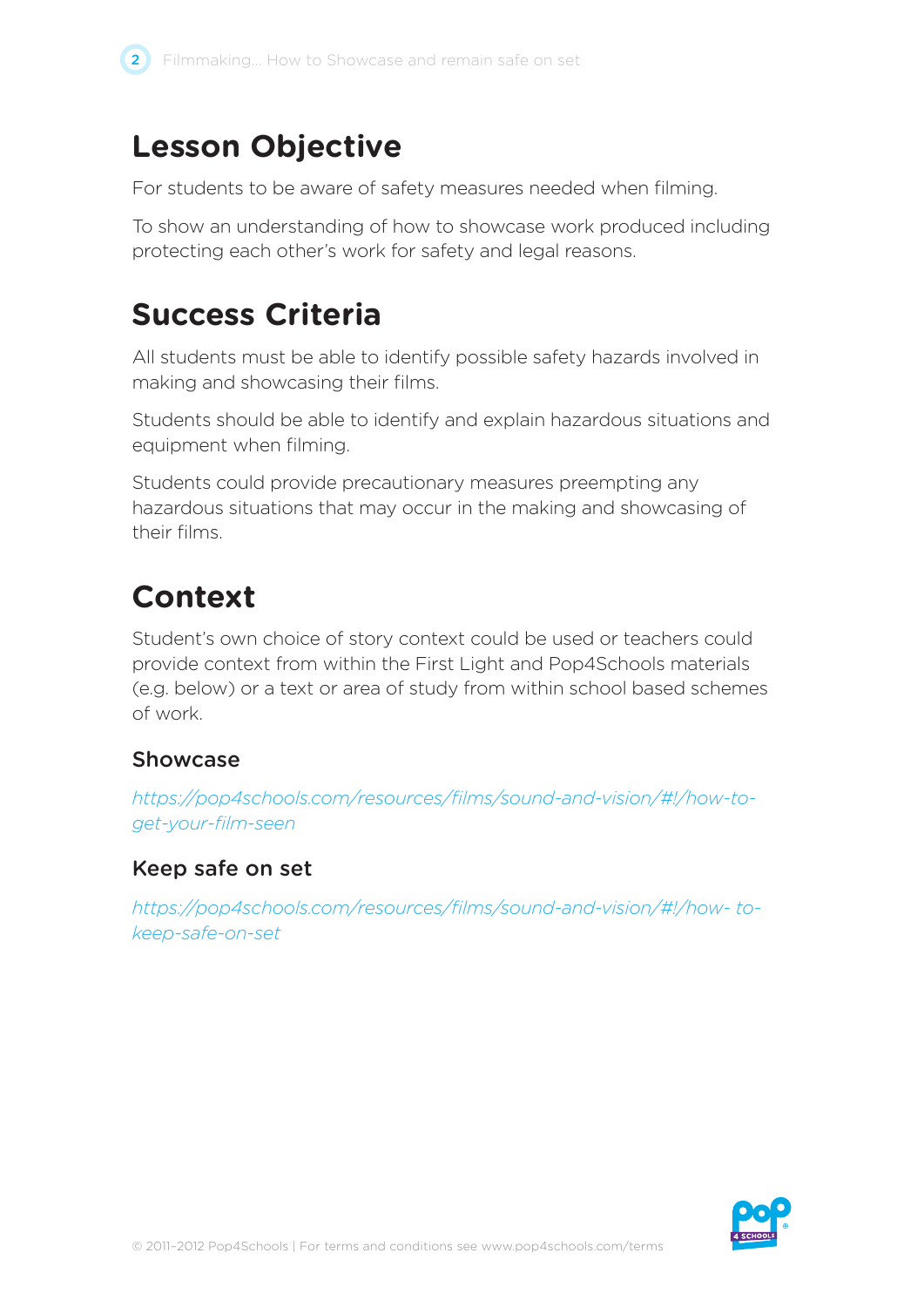## Lesson Objective

For students to be aware of safety measures needed when filming.

To show an understanding of how to showcase work produced including protecting each other's work for safety and legal reasons.

## Success Criteria

All students must be able to identify possible safety hazards involved in making and showcasing their films.

Students should be able to identify and explain hazardous situations and equipment when filming.

Students could provide precautionary measures preempting any hazardous situations that may occur in the making and showcasing of their films.

## Context

Student's own choice of story context could be used or teachers could provide context from within the First Light and Pop4Schools materials (e.g. below) or a text or area of study from within school based schemes of work.

### Showcase

*https://pop4schools.com/resources/films/sound-and-vision/#!/how-to-get-your-film-seen*

### Keep safe on set

*https://pop4schools.com/resources/films/sound-and-vision/#!/how- to-keep-safe-on-set*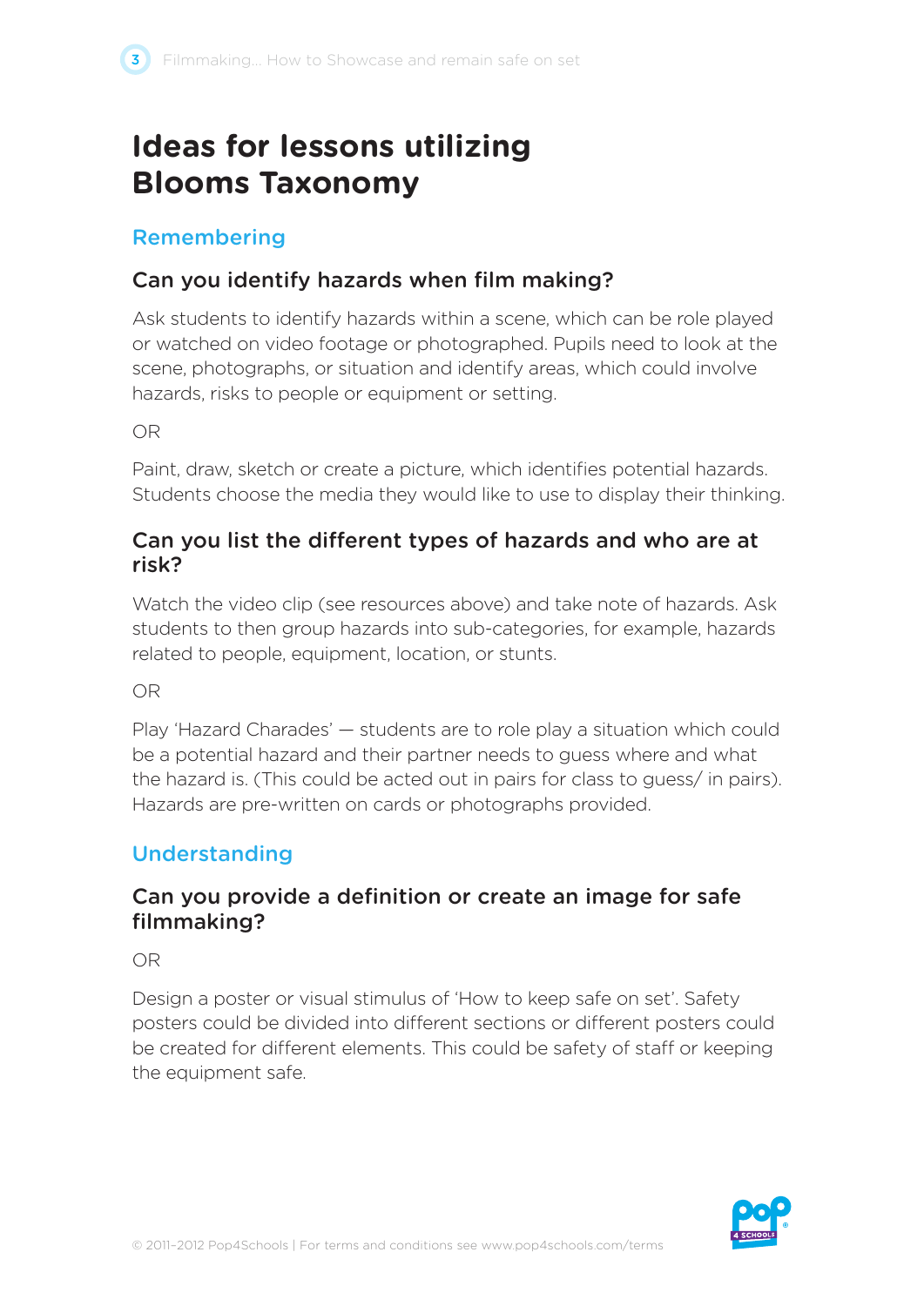# Ideas for lessons utilizing Blooms Taxonomy

## Remembering

### Can you identify hazards when film making?

Ask students to identify hazards within a scene, which can be role played or watched on video footage or photographed. Pupils need to look at the scene, photographs, or situation and identify areas, which could involve hazards, risks to people or equipment or setting.

OR

Paint, draw, sketch or create a picture, which identifies potential hazards. Students choose the media they would like to use to display their thinking.

### Can you list the different types of hazards and who are at risk?

Watch the video clip (see resources above) and take note of hazards. Ask students to then group hazards into sub-categories, for example, hazards related to people, equipment, location, or stunts.

OR

Play 'Hazard Charades' — students are to role play a situation which could be a potential hazard and their partner needs to guess where and what the hazard is. (This could be acted out in pairs for class to guess/ in pairs). Hazards are pre-written on cards or photographs provided.

## Understanding

### Can you provide a definition or create an image for safe filmmaking?

OR

Design a poster or visual stimulus of 'How to keep safe on set'. Safety posters could be divided into different sections or different posters could be created for different elements. This could be safety of staff or keeping the equipment safe.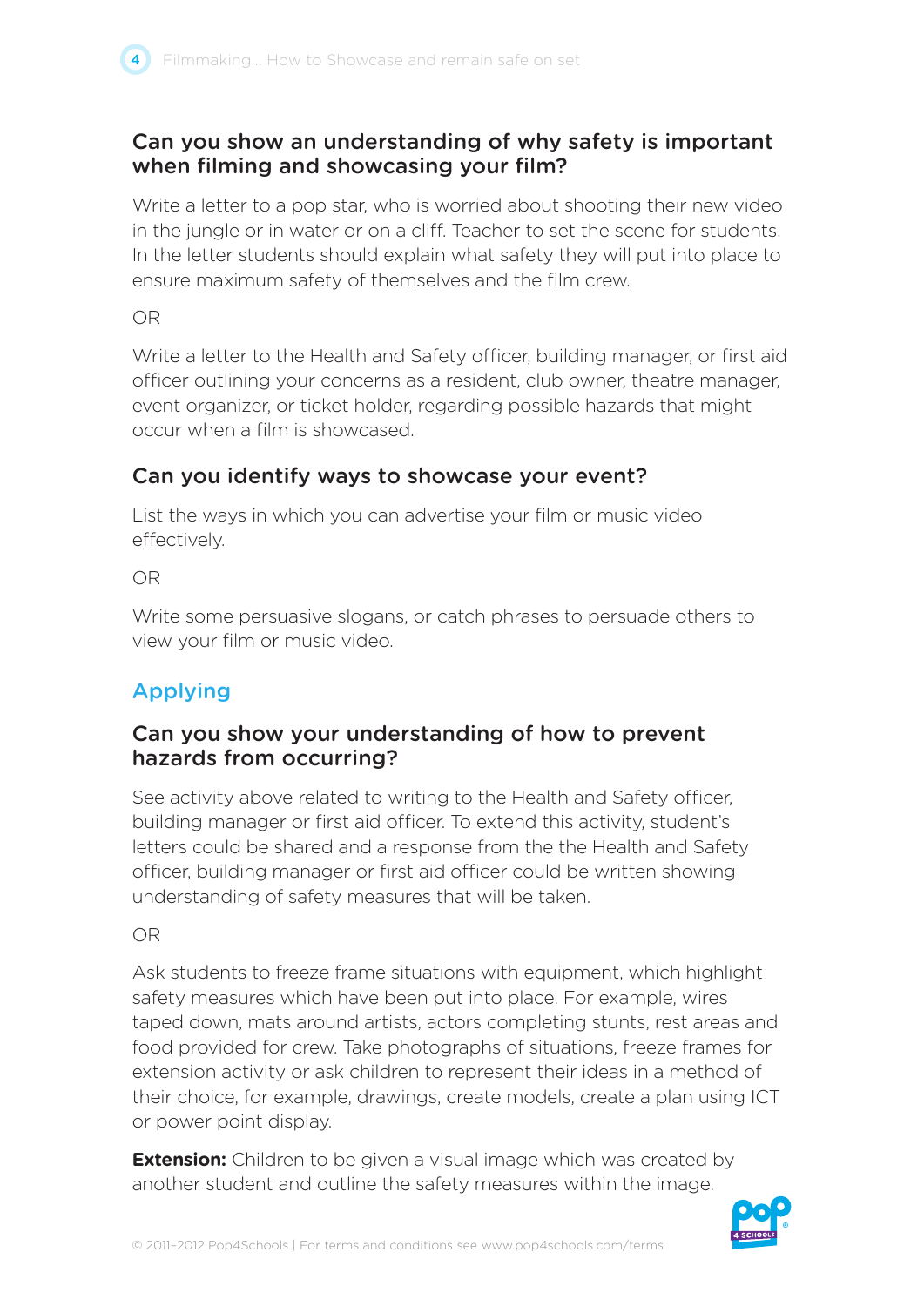### Can you show an understanding of why safety is important when filming and showcasing your film?

Write a letter to a pop star, who is worried about shooting their new video in the jungle or in water or on a cliff. Teacher to set the scene for students. In the letter students should explain what safety they will put into place to ensure maximum safety of themselves and the film crew.

OR

Write a letter to the Health and Safety officer, building manager, or first aid officer outlining your concerns as a resident, club owner, theatre manager, event organizer, or ticket holder, regarding possible hazards that might occur when a film is showcased.

### Can you identify ways to showcase your event?

List the ways in which you can advertise your film or music video effectively.

OR

Write some persuasive slogans, or catch phrases to persuade others to view your film or music video.

## Applying

### Can you show your understanding of how to prevent hazards from occurring?

See activity above related to writing to the Health and Safety officer, building manager or first aid officer. To extend this activity, student's letters could be shared and a response from the the Health and Safety officer, building manager or first aid officer could be written showing understanding of safety measures that will be taken.

OR

Ask students to freeze frame situations with equipment, which highlight safety measures which have been put into place. For example, wires taped down, mats around artists, actors completing stunts, rest areas and food provided for crew. Take photographs of situations, freeze frames for extension activity or ask children to represent their ideas in a method of their choice, for example, drawings, create models, create a plan using ICT or power point display.

**Extension:** Children to be given a visual image which was created by another student and outline the safety measures within the image.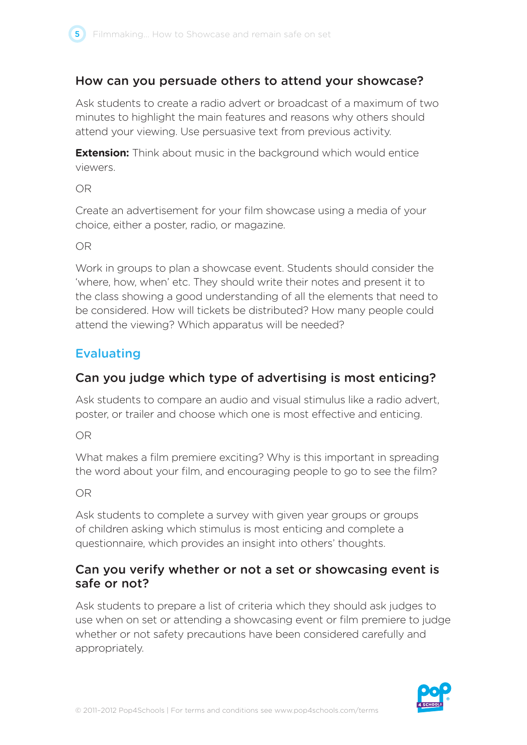## How can you persuade others to attend your showcase?

Ask students to create a radio advert or broadcast of a maximum of two minutes to highlight the main features and reasons why others should attend your viewing. Use persuasive text from previous activity.

**Extension:** Think about music in the background which would entice viewers.

OR

Create an advertisement for your film showcase using a media of your choice, either a poster, radio, or magazine.

OR

Work in groups to plan a showcase event. Students should consider the 'where, how, when' etc. They should write their notes and present it to the class showing a good understanding of all the elements that need to be considered. How will tickets be distributed? How many people could attend the viewing? Which apparatus will be needed?

# Evaluating

## Can you judge which type of advertising is most enticing?

Ask students to compare an audio and visual stimulus like a radio advert, poster, or trailer and choose which one is most effective and enticing.

OR

What makes a film premiere exciting? Why is this important in spreading the word about your film, and encouraging people to go to see the film?

OR

Ask students to complete a survey with given year groups or groups of children asking which stimulus is most enticing and complete a questionnaire, which provides an insight into others' thoughts.

## Can you verify whether or not a set or showcasing event is safe or not?

Ask students to prepare a list of criteria which they should ask judges to use when on set or attending a showcasing event or film premiere to judge whether or not safety precautions have been considered carefully and appropriately.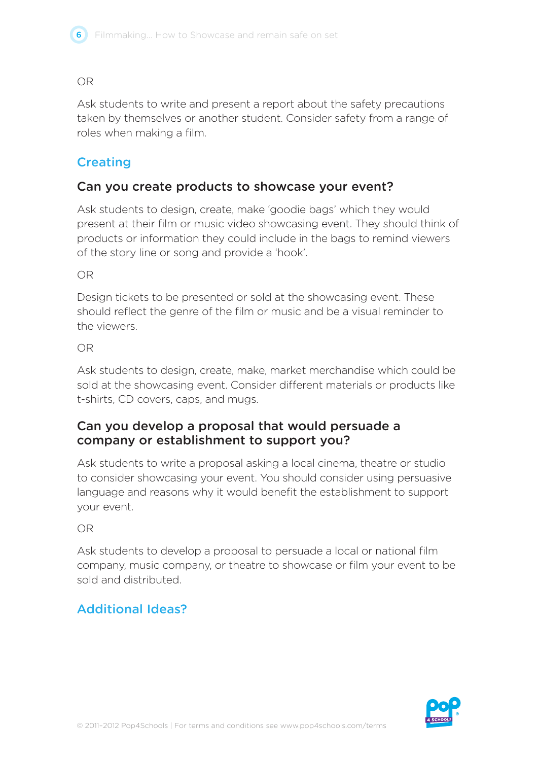OR

Ask students to write and present a report about the safety precautions taken by themselves or another student. Consider safety from a range of roles when making a film.

## Creating

### Can you create products to showcase your event?

Ask students to design, create, make 'goodie bags' which they would present at their film or music video showcasing event. They should think of products or information they could include in the bags to remind viewers of the story line or song and provide a 'hook'.

OR

Design tickets to be presented or sold at the showcasing event. These should reflect the genre of the film or music and be a visual reminder to the viewers.

OR

Ask students to design, create, make, market merchandise which could be sold at the showcasing event. Consider different materials or products like t-shirts, CD covers, caps, and mugs.

### Can you develop a proposal that would persuade a company or establishment to support you?

Ask students to write a proposal asking a local cinema, theatre or studio to consider showcasing your event. You should consider using persuasive language and reasons why it would benefit the establishment to support your event.

OR

Ask students to develop a proposal to persuade a local or national film company, music company, or theatre to showcase or film your event to be sold and distributed.

## Additional Ideas?